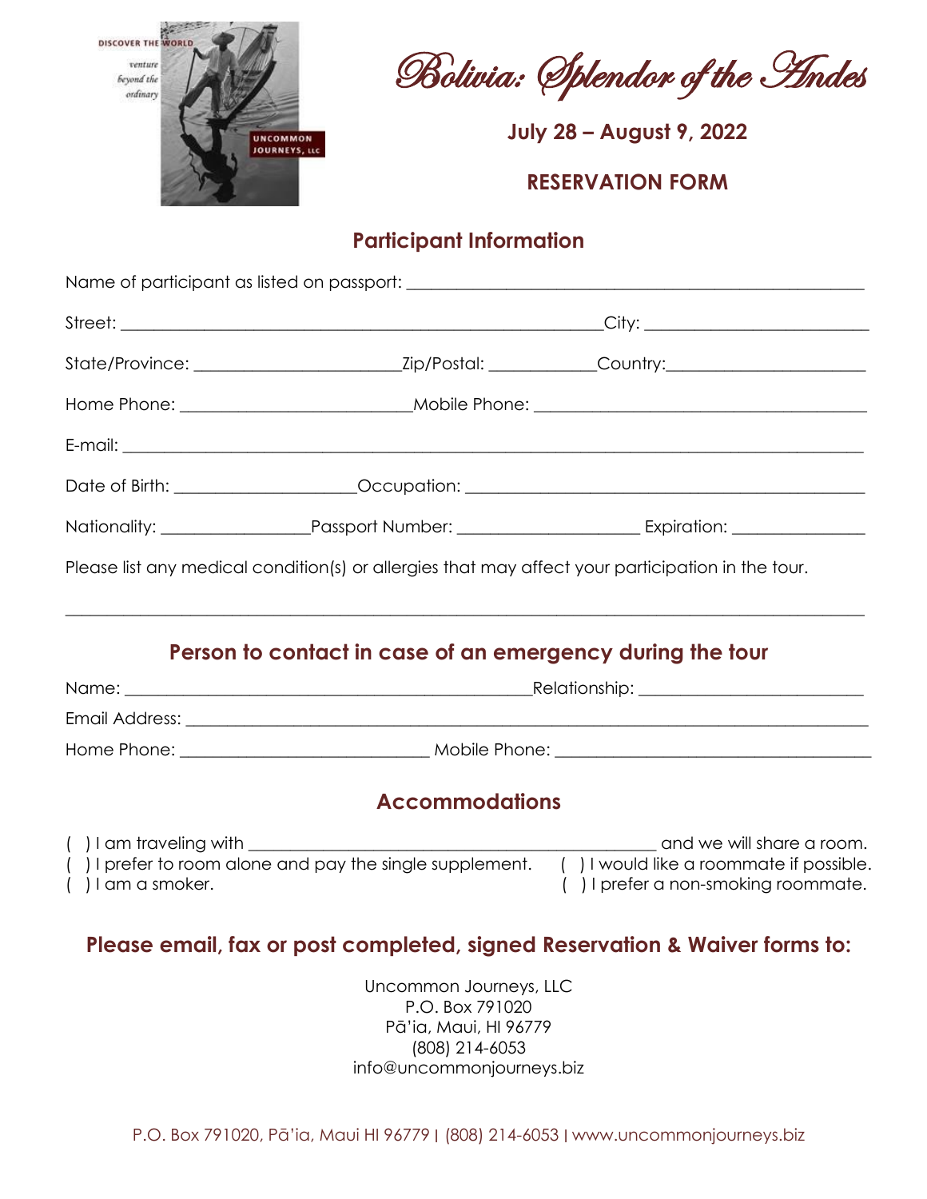# Bolivia: Splendor of the Andes

**July 28 – August 9, 2022**

**RESERVATION FORM**

## Participant Information

Name of participant as listed on passport: ______________________________________________

Street: ______________________________________________City: ______________________

State/Province: ____________________Zip/Postal: __________Country:____________________

Home Phone: ______________________Mobile Phone: __________________________________

E-mail: ______________________________________________________________________

Date of Birth: __________________Occupation: ______________________________________

Nationality: _______________Passport Number: __________________ Expiration: _____________

Please list any medical condition(s) or allergies that may affect your participation in the tour.

______________________________________________________________________________

## Person to contact in case of an emergency during the tour

Name: ____________________________________________Relationship: ______________________

Email Address: __________________________________________________________________

Home Phone: __________________________ Mobile Phone: ________________________________

## Accommodations

( ) I am traveling with ____________________________________________ and we will share a room.

( ) I prefer to room alone and pay the single supplement.

( ) I would like a roommate if possible.

( ) I am a smoker.

( ) I prefer a non-smoking roommate.

## Please email, fax or post completed, signed Reservation & Waiver forms to:

Uncommon Journeys, LLC
P.O. Box 791020
Pā'ia, Maui, HI 96779
(808) 214-6053
info@uncommonjourneys.biz

P.O. Box 791020, Pā'ia, Maui HI 96779 | (808) 214-6053 | www.uncommonjourneys.biz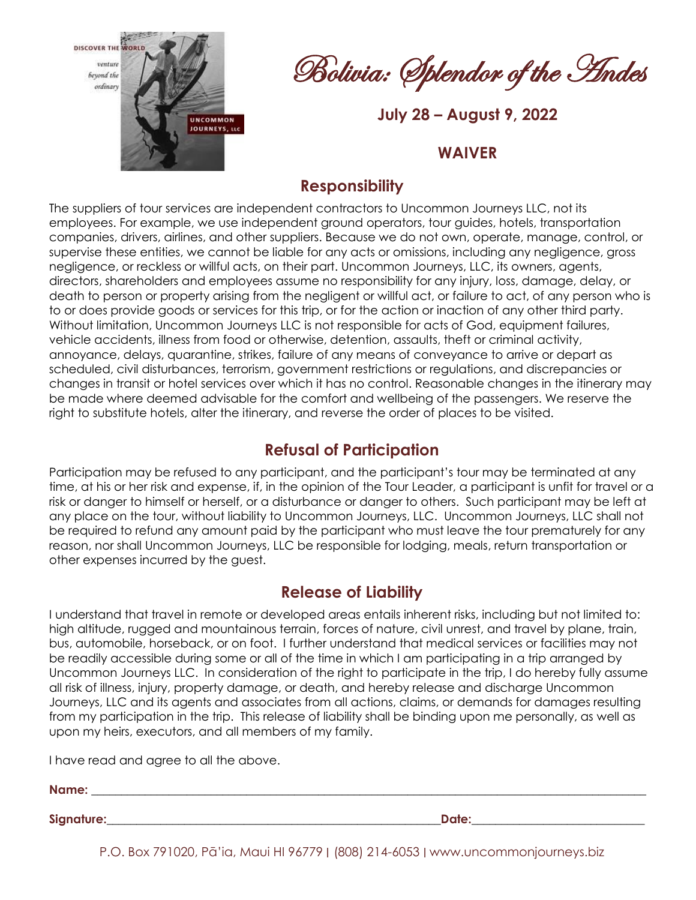# Bolivia: Splendor of the Andes

**July 28 – August 9, 2022**

## WAIVER

### Responsibility

The suppliers of tour services are independent contractors to Uncommon Journeys LLC, not its employees. For example, we use independent ground operators, tour guides, hotels, transportation companies, drivers, airlines, and other suppliers. Because we do not own, operate, manage, control, or supervise these entities, we cannot be liable for any acts or omissions, including any negligence, gross negligence, or reckless or willful acts, on their part. Uncommon Journeys, LLC, its owners, agents, directors, shareholders and employees assume no responsibility for any injury, loss, damage, delay, or death to person or property arising from the negligent or willful act, or failure to act, of any person who is to or does provide goods or services for this trip, or for the action or inaction of any other third party. Without limitation, Uncommon Journeys LLC is not responsible for acts of God, equipment failures, vehicle accidents, illness from food or otherwise, detention, assaults, theft or criminal activity, annoyance, delays, quarantine, strikes, failure of any means of conveyance to arrive or depart as scheduled, civil disturbances, terrorism, government restrictions or regulations, and discrepancies or changes in transit or hotel services over which it has no control. Reasonable changes in the itinerary may be made where deemed advisable for the comfort and wellbeing of the passengers. We reserve the right to substitute hotels, alter the itinerary, and reverse the order of places to be visited.

### Refusal of Participation

Participation may be refused to any participant, and the participant's tour may be terminated at any time, at his or her risk and expense, if, in the opinion of the Tour Leader, a participant is unfit for travel or a risk or danger to himself or herself, or a disturbance or danger to others. Such participant may be left at any place on the tour, without liability to Uncommon Journeys, LLC. Uncommon Journeys, LLC shall not be required to refund any amount paid by the participant who must leave the tour prematurely for any reason, nor shall Uncommon Journeys, LLC be responsible for lodging, meals, return transportation or other expenses incurred by the guest.

### Release of Liability

I understand that travel in remote or developed areas entails inherent risks, including but not limited to: high altitude, rugged and mountainous terrain, forces of nature, civil unrest, and travel by plane, train, bus, automobile, horseback, or on foot. I further understand that medical services or facilities may not be readily accessible during some or all of the time in which I am participating in a trip arranged by Uncommon Journeys LLC. In consideration of the right to participate in the trip, I do hereby fully assume all risk of illness, injury, property damage, or death, and hereby release and discharge Uncommon Journeys, LLC and its agents and associates from all actions, claims, or demands for damages resulting from my participation in the trip. This release of liability shall be binding upon me personally, as well as upon my heirs, executors, and all members of my family.

I have read and agree to all the above.

**Name:** ______________________________________________

**Signature:** ______________________________ **Date:** ______________________

P.O. Box 791020, Pā'ia, Maui HI 96779 | (808) 214-6053 | www.uncommonjourneys.biz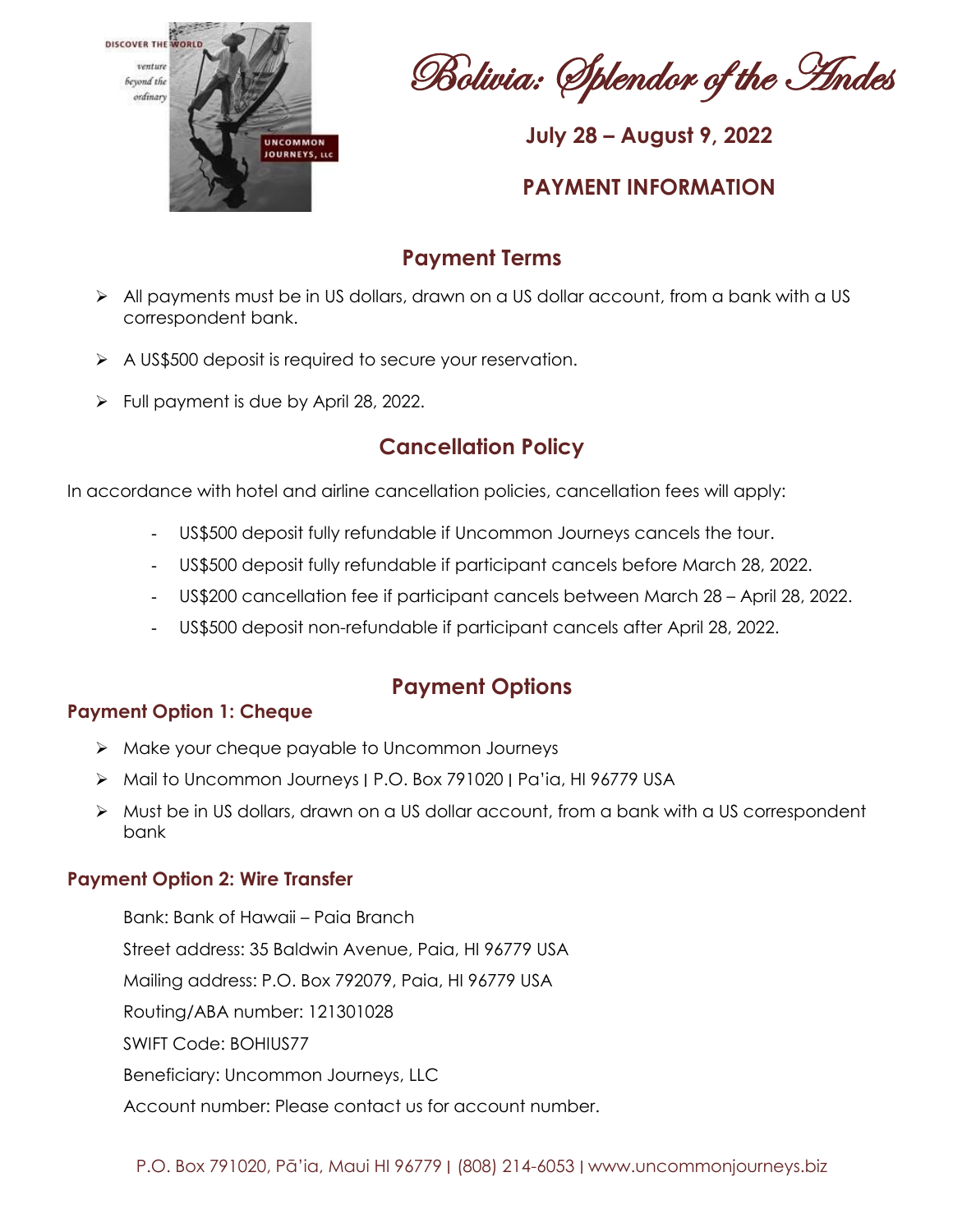# Bolivia: Splendor of the Andes

**July 28 – August 9, 2022**

**PAYMENT INFORMATION**

## Payment Terms

- All payments must be in US dollars, drawn on a US dollar account, from a bank with a US correspondent bank.
- A US$500 deposit is required to secure your reservation.
- Full payment is due by April 28, 2022.

## Cancellation Policy

In accordance with hotel and airline cancellation policies, cancellation fees will apply:

- US$500 deposit fully refundable if Uncommon Journeys cancels the tour.
- US$500 deposit fully refundable if participant cancels before March 28, 2022.
- US$200 cancellation fee if participant cancels between March 28 – April 28, 2022.
- US$500 deposit non-refundable if participant cancels after April 28, 2022.

## Payment Options

### Payment Option 1: Cheque

- Make your cheque payable to Uncommon Journeys
- Mail to Uncommon Journeys | P.O. Box 791020 | Pa'ia, HI 96779 USA
- Must be in US dollars, drawn on a US dollar account, from a bank with a US correspondent bank

### Payment Option 2: Wire Transfer

Bank: Bank of Hawaii – Paia Branch

Street address: 35 Baldwin Avenue, Paia, HI 96779 USA

Mailing address: P.O. Box 792079, Paia, HI 96779 USA

Routing/ABA number: 121301028

SWIFT Code: BOHIUS77

Beneficiary: Uncommon Journeys, LLC

Account number: Please contact us for account number.

P.O. Box 791020, Pā'ia, Maui HI 96779 | (808) 214-6053 | www.uncommonjourneys.biz